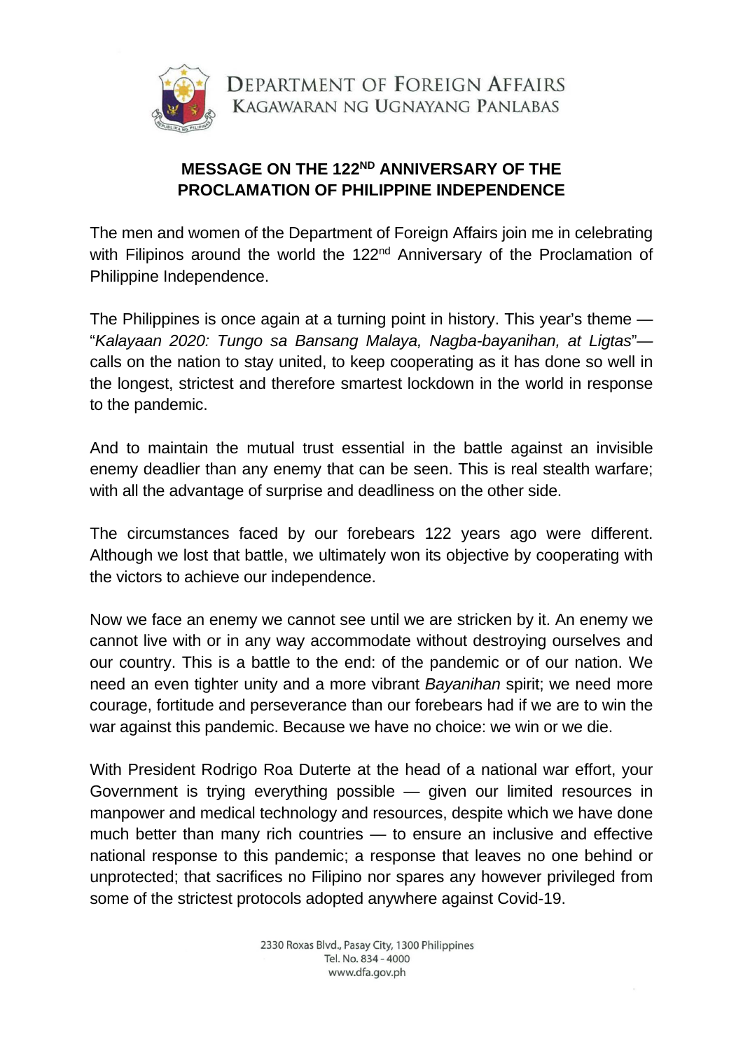DEPARTMENT OF FOREIGN AFFAIRS
KAGAWARAN NG UGNAYANG PANLABAS

## MESSAGE ON THE 122ND ANNIVERSARY OF THE PROCLAMATION OF PHILIPPINE INDEPENDENCE

The men and women of the Department of Foreign Affairs join me in celebrating with Filipinos around the world the 122nd Anniversary of the Proclamation of Philippine Independence.

The Philippines is once again at a turning point in history. This year's theme — "*Kalayaan 2020: Tungo sa Bansang Malaya, Nagba-bayanihan, at Ligtas*"— calls on the nation to stay united, to keep cooperating as it has done so well in the longest, strictest and therefore smartest lockdown in the world in response to the pandemic.

And to maintain the mutual trust essential in the battle against an invisible enemy deadlier than any enemy that can be seen. This is real stealth warfare; with all the advantage of surprise and deadliness on the other side.

The circumstances faced by our forebears 122 years ago were different. Although we lost that battle, we ultimately won its objective by cooperating with the victors to achieve our independence.

Now we face an enemy we cannot see until we are stricken by it. An enemy we cannot live with or in any way accommodate without destroying ourselves and our country. This is a battle to the end: of the pandemic or of our nation. We need an even tighter unity and a more vibrant *Bayanihan* spirit; we need more courage, fortitude and perseverance than our forebears had if we are to win the war against this pandemic. Because we have no choice: we win or we die.

With President Rodrigo Roa Duterte at the head of a national war effort, your Government is trying everything possible — given our limited resources in manpower and medical technology and resources, despite which we have done much better than many rich countries — to ensure an inclusive and effective national response to this pandemic; a response that leaves no one behind or unprotected; that sacrifices no Filipino nor spares any however privileged from some of the strictest protocols adopted anywhere against Covid-19.

2330 Roxas Blvd., Pasay City, 1300 Philippines
Tel. No. 834 - 4000
www.dfa.gov.ph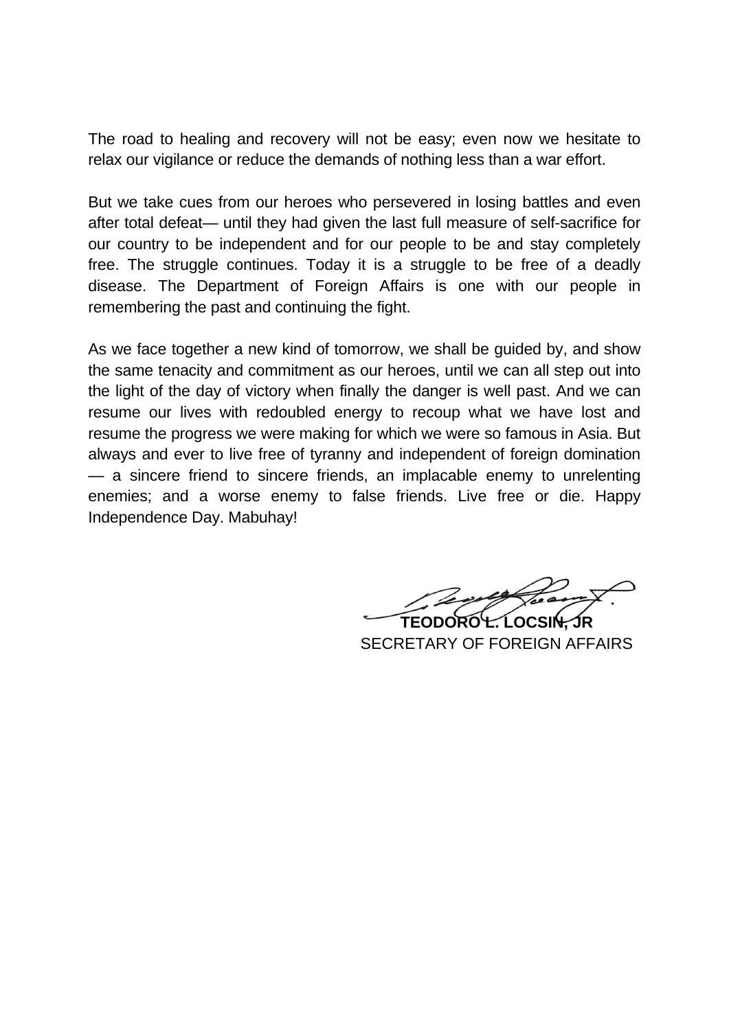The road to healing and recovery will not be easy; even now we hesitate to relax our vigilance or reduce the demands of nothing less than a war effort.

But we take cues from our heroes who persevered in losing battles and even after total defeat— until they had given the last full measure of self-sacrifice for our country to be independent and for our people to be and stay completely free. The struggle continues. Today it is a struggle to be free of a deadly disease. The Department of Foreign Affairs is one with our people in remembering the past and continuing the fight.

As we face together a new kind of tomorrow, we shall be guided by, and show the same tenacity and commitment as our heroes, until we can all step out into the light of the day of victory when finally the danger is well past. And we can resume our lives with redoubled energy to recoup what we have lost and resume the progress we were making for which we were so famous in Asia. But always and ever to live free of tyranny and independent of foreign domination — a sincere friend to sincere friends, an implacable enemy to unrelenting enemies; and a worse enemy to false friends. Live free or die. Happy Independence Day. Mabuhay!

**TEODORO L. LOCSIN, JR**
SECRETARY OF FOREIGN AFFAIRS